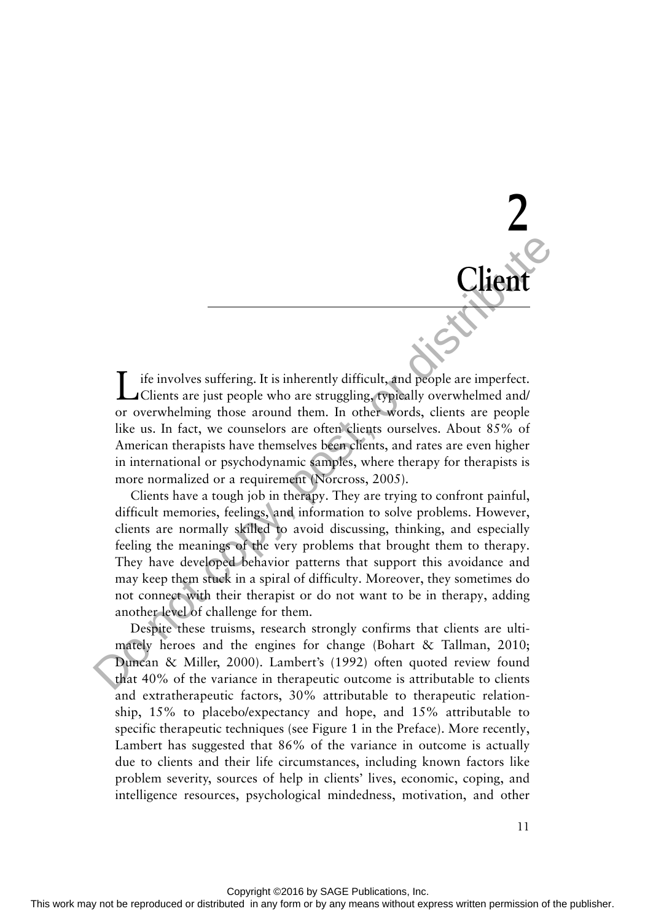# 2

# Client

Life involves suffering. It is inherently difficult, and people are imperfect. Clients are just people who are struggling, typically overwhelmed and/or overwhelming those around them. In other words, clients are people like us. In fact, we counselors are often clients ourselves. About 85% of American therapists have themselves been clients, and rates are even higher in international or psychodynamic samples, where therapy for therapists is more normalized or a requirement (Norcross, 2005).

Clients have a tough job in therapy. They are trying to confront painful, difficult memories, feelings, and information to solve problems. However, clients are normally skilled to avoid discussing, thinking, and especially feeling the meanings of the very problems that brought them to therapy. They have developed behavior patterns that support this avoidance and may keep them stuck in a spiral of difficulty. Moreover, they sometimes do not connect with their therapist or do not want to be in therapy, adding another level of challenge for them.

Despite these truisms, research strongly confirms that clients are ultimately heroes and the engines for change (Bohart & Tallman, 2010; Duncan & Miller, 2000). Lambert's (1992) often quoted review found that 40% of the variance in therapeutic outcome is attributable to clients and extratherapeutic factors, 30% attributable to therapeutic relationship, 15% to placebo/expectancy and hope, and 15% attributable to specific therapeutic techniques (see Figure 1 in the Preface). More recently, Lambert has suggested that 86% of the variance in outcome is actually due to clients and their life circumstances, including known factors like problem severity, sources of help in clients' lives, economic, coping, and intelligence resources, psychological mindedness, motivation, and other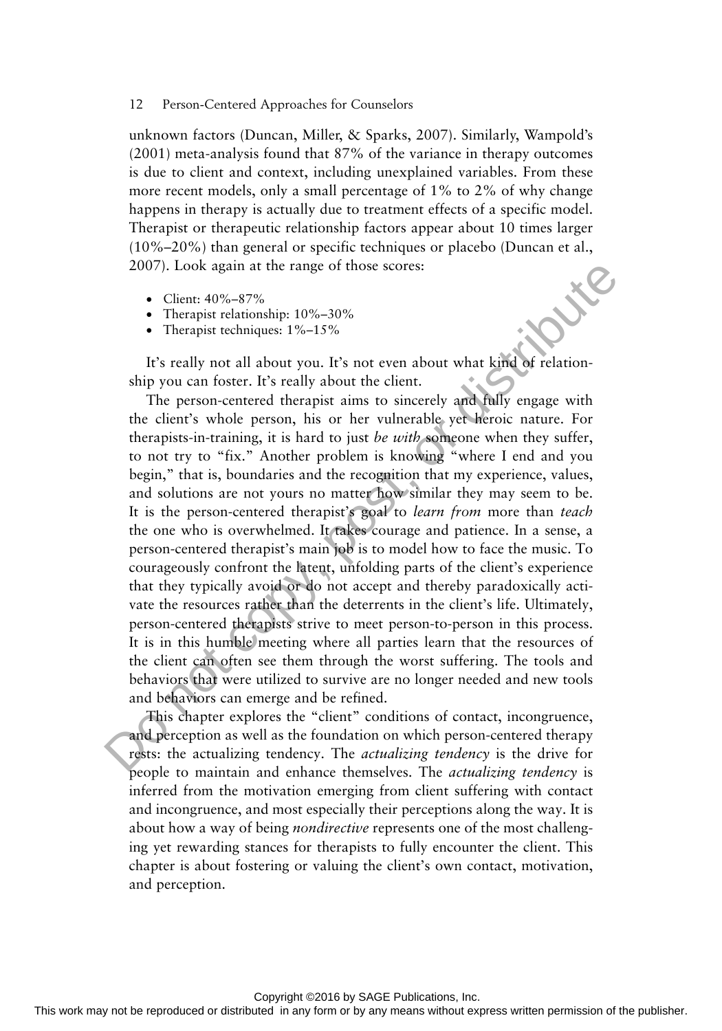unknown factors (Duncan, Miller, & Sparks, 2007). Similarly, Wampold's (2001) meta-analysis found that 87% of the variance in therapy outcomes is due to client and context, including unexplained variables. From these more recent models, only a small percentage of 1% to 2% of why change happens in therapy is actually due to treatment effects of a specific model. Therapist or therapeutic relationship factors appear about 10 times larger (10%–20%) than general or specific techniques or placebo (Duncan et al., 2007). Look again at the range of those scores:

- Client: 40%–87%
- Therapist relationship: 10%–30%
- Therapist techniques: 1%–15%

It's really not all about you. It's not even about what kind of relationship you can foster. It's really about the client.

The person-centered therapist aims to sincerely and fully engage with the client's whole person, his or her vulnerable yet heroic nature. For therapists-in-training, it is hard to just *be with* someone when they suffer, to not try to "fix." Another problem is knowing "where I end and you begin," that is, boundaries and the recognition that my experience, values, and solutions are not yours no matter how similar they may seem to be. It is the person-centered therapist's goal to *learn from* more than *teach* the one who is overwhelmed. It takes courage and patience. In a sense, a person-centered therapist's main job is to model how to face the music. To courageously confront the latent, unfolding parts of the client's experience that they typically avoid or do not accept and thereby paradoxically activate the resources rather than the deterrents in the client's life. Ultimately, person-centered therapists strive to meet person-to-person in this process. It is in this humble meeting where all parties learn that the resources of the client can often see them through the worst suffering. The tools and behaviors that were utilized to survive are no longer needed and new tools and behaviors can emerge and be refined.

This chapter explores the "client" conditions of contact, incongruence, and perception as well as the foundation on which person-centered therapy rests: the actualizing tendency. The *actualizing tendency* is the drive for people to maintain and enhance themselves. The *actualizing tendency* is inferred from the motivation emerging from client suffering with contact and incongruence, and most especially their perceptions along the way. It is about how a way of being *nondirective* represents one of the most challenging yet rewarding stances for therapists to fully encounter the client. This chapter is about fostering or valuing the client's own contact, motivation, and perception.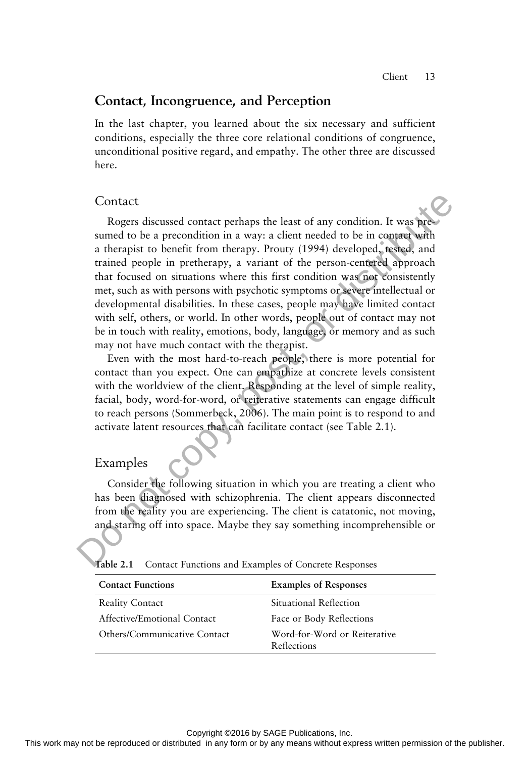## Contact, Incongruence, and Perception

In the last chapter, you learned about the six necessary and sufficient conditions, especially the three core relational conditions of congruence, unconditional positive regard, and empathy. The other three are discussed here.

### Contact

Rogers discussed contact perhaps the least of any condition. It was presumed to be a precondition in a way: a client needed to be in contact with a therapist to benefit from therapy. Prouty (1994) developed, tested, and trained people in pretherapy, a variant of the person-centered approach that focused on situations where this first condition was not consistently met, such as with persons with psychotic symptoms or severe intellectual or developmental disabilities. In these cases, people may have limited contact with self, others, or world. In other words, people out of contact may not be in touch with reality, emotions, body, language, or memory and as such may not have much contact with the therapist.

Even with the most hard-to-reach people, there is more potential for contact than you expect. One can empathize at concrete levels consistent with the worldview of the client. Responding at the level of simple reality, facial, body, word-for-word, or reiterative statements can engage difficult to reach persons (Sommerbeck, 2006). The main point is to respond to and activate latent resources that can facilitate contact (see Table 2.1).

### Examples

Consider the following situation in which you are treating a client who has been diagnosed with schizophrenia. The client appears disconnected from the reality you are experiencing. The client is catatonic, not moving, and staring off into space. Maybe they say something incomprehensible or

**Table 2.1** Contact Functions and Examples of Concrete Responses

| Contact Functions | Examples of Responses |
|---|---|
| Reality Contact | Situational Reflection |
| Affective/Emotional Contact | Face or Body Reflections |
| Others/Communicative Contact | Word-for-Word or Reiterative Reflections |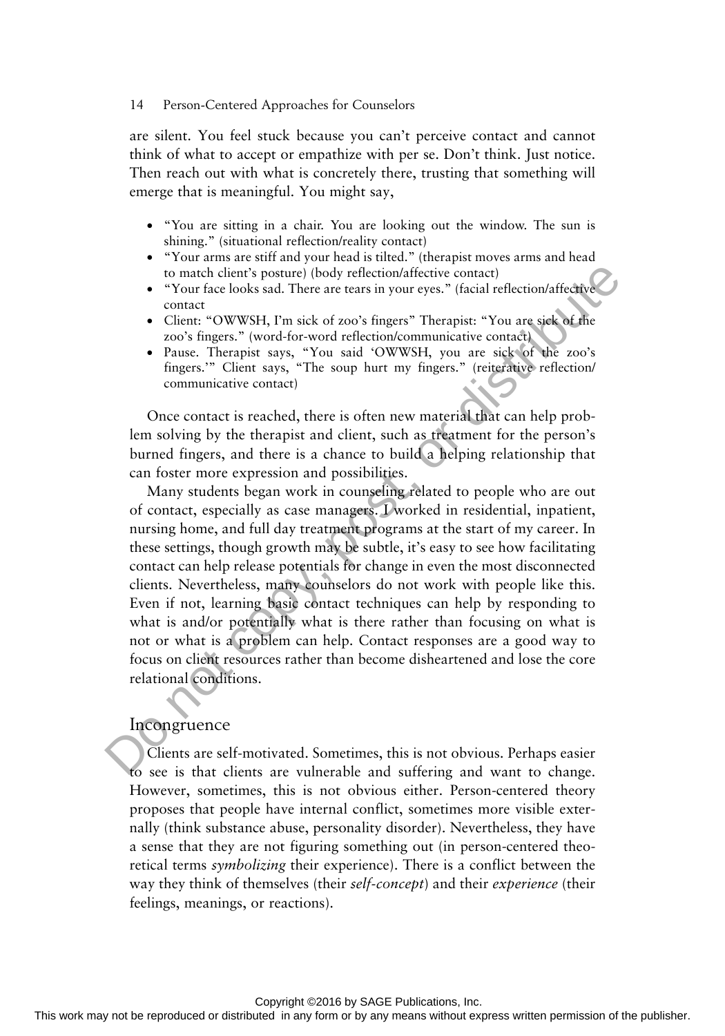are silent. You feel stuck because you can't perceive contact and cannot think of what to accept or empathize with per se. Don't think. Just notice. Then reach out with what is concretely there, trusting that something will emerge that is meaningful. You might say,

- "You are sitting in a chair. You are looking out the window. The sun is shining." (situational reflection/reality contact)
- "Your arms are stiff and your head is tilted." (therapist moves arms and head to match client's posture) (body reflection/affective contact)
- "Your face looks sad. There are tears in your eyes." (facial reflection/affective contact
- Client: "OWWSH, I'm sick of zoo's fingers" Therapist: "You are sick of the zoo's fingers." (word-for-word reflection/communicative contact)
- Pause. Therapist says, "You said 'OWWSH, you are sick of the zoo's fingers.'" Client says, "The soup hurt my fingers." (reiterative reflection/communicative contact)

Once contact is reached, there is often new material that can help problem solving by the therapist and client, such as treatment for the person's burned fingers, and there is a chance to build a helping relationship that can foster more expression and possibilities.

Many students began work in counseling related to people who are out of contact, especially as case managers. I worked in residential, inpatient, nursing home, and full day treatment programs at the start of my career. In these settings, though growth may be subtle, it's easy to see how facilitating contact can help release potentials for change in even the most disconnected clients. Nevertheless, many counselors do not work with people like this. Even if not, learning basic contact techniques can help by responding to what is and/or potentially what is there rather than focusing on what is not or what is a problem can help. Contact responses are a good way to focus on client resources rather than become disheartened and lose the core relational conditions.

## Incongruence

Clients are self-motivated. Sometimes, this is not obvious. Perhaps easier to see is that clients are vulnerable and suffering and want to change. However, sometimes, this is not obvious either. Person-centered theory proposes that people have internal conflict, sometimes more visible externally (think substance abuse, personality disorder). Nevertheless, they have a sense that they are not figuring something out (in person-centered theoretical terms *symbolizing* their experience). There is a conflict between the way they think of themselves (their *self-concept*) and their *experience* (their feelings, meanings, or reactions).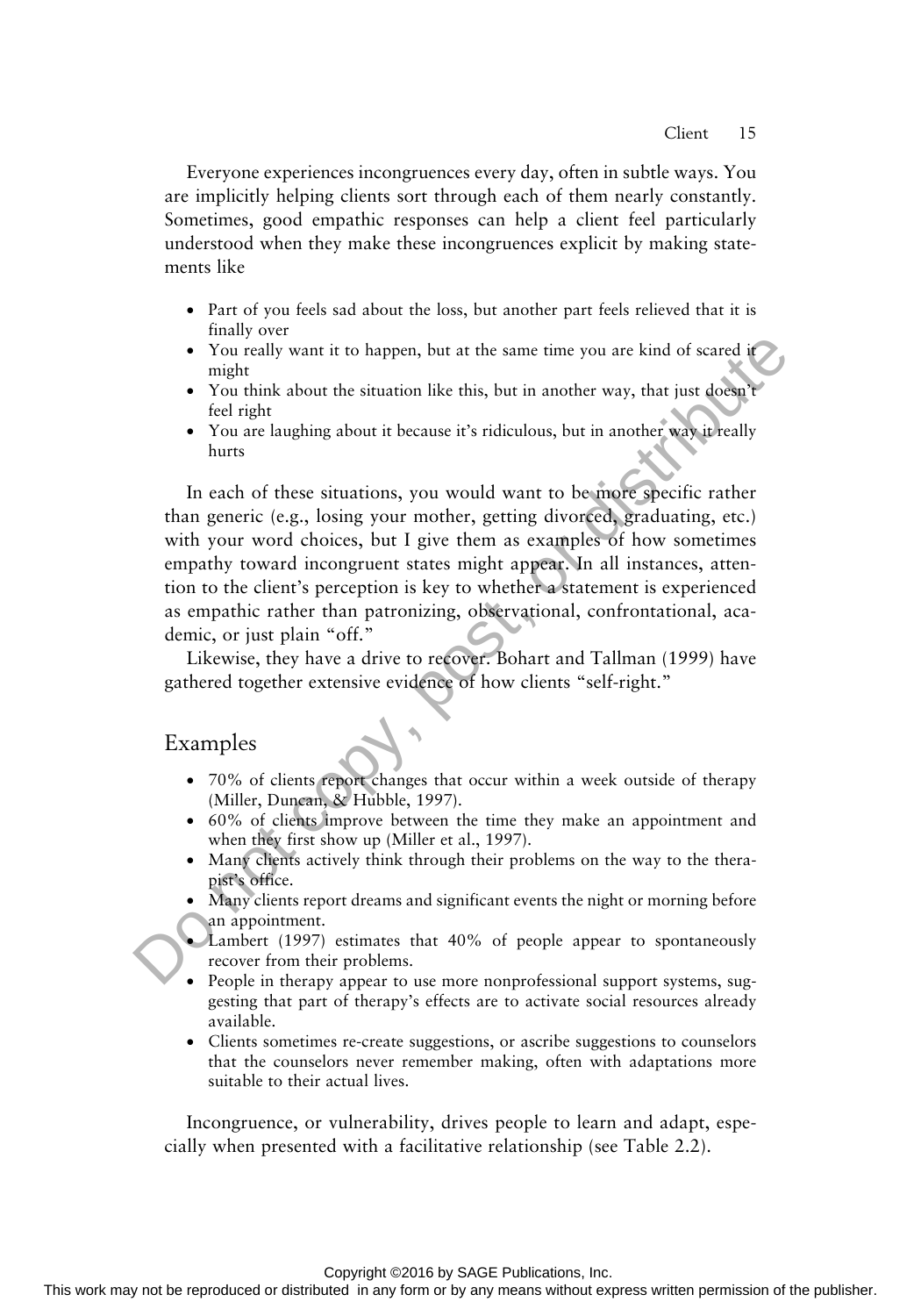Everyone experiences incongruences every day, often in subtle ways. You are implicitly helping clients sort through each of them nearly constantly. Sometimes, good empathic responses can help a client feel particularly understood when they make these incongruences explicit by making statements like

- Part of you feels sad about the loss, but another part feels relieved that it is finally over
- You really want it to happen, but at the same time you are kind of scared it might
- You think about the situation like this, but in another way, that just doesn't feel right
- You are laughing about it because it's ridiculous, but in another way it really hurts

In each of these situations, you would want to be more specific rather than generic (e.g., losing your mother, getting divorced, graduating, etc.) with your word choices, but I give them as examples of how sometimes empathy toward incongruent states might appear. In all instances, attention to the client's perception is key to whether a statement is experienced as empathic rather than patronizing, observational, confrontational, academic, or just plain "off."

Likewise, they have a drive to recover. Bohart and Tallman (1999) have gathered together extensive evidence of how clients "self-right."

## Examples

- 70% of clients report changes that occur within a week outside of therapy (Miller, Duncan, & Hubble, 1997).
- 60% of clients improve between the time they make an appointment and when they first show up (Miller et al., 1997).
- Many clients actively think through their problems on the way to the therapist's office.
- Many clients report dreams and significant events the night or morning before an appointment.
- Lambert (1997) estimates that 40% of people appear to spontaneously recover from their problems.
- People in therapy appear to use more nonprofessional support systems, suggesting that part of therapy's effects are to activate social resources already available.
- Clients sometimes re-create suggestions, or ascribe suggestions to counselors that the counselors never remember making, often with adaptations more suitable to their actual lives.

Incongruence, or vulnerability, drives people to learn and adapt, especially when presented with a facilitative relationship (see Table 2.2).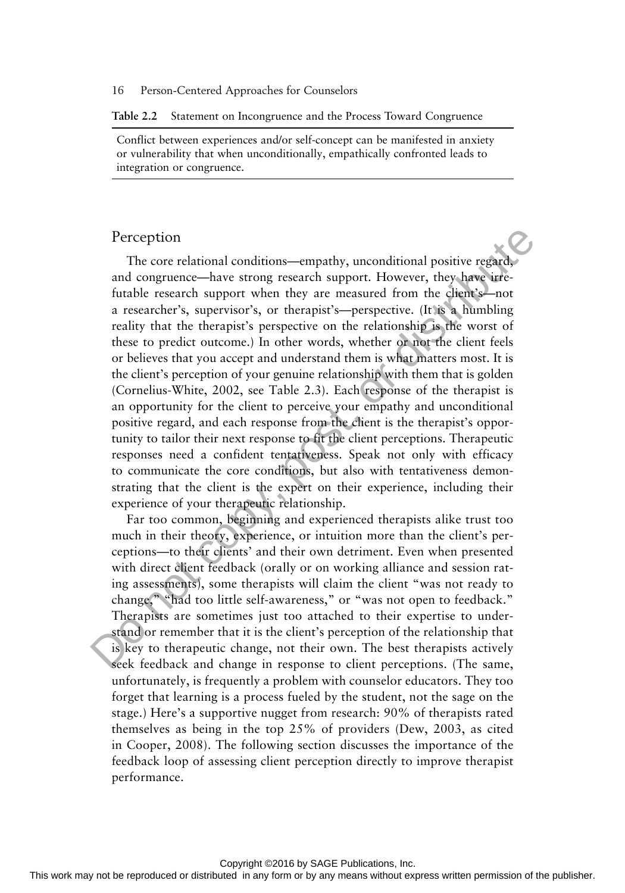**Table 2.2** Statement on Incongruence and the Process Toward Congruence

| Conflict between experiences and/or self-concept can be manifested in anxiety or vulnerability that when unconditionally, empathically confronted leads to integration or congruence. |
| --- |

## Perception

The core relational conditions—empathy, unconditional positive regard, and congruence—have strong research support. However, they have irrefutable research support when they are measured from the client's—not a researcher's, supervisor's, or therapist's—perspective. (It is a humbling reality that the therapist's perspective on the relationship is the worst of these to predict outcome.) In other words, whether or not the client feels or believes that you accept and understand them is what matters most. It is the client's perception of your genuine relationship with them that is golden (Cornelius-White, 2002, see Table 2.3). Each response of the therapist is an opportunity for the client to perceive your empathy and unconditional positive regard, and each response from the client is the therapist's opportunity to tailor their next response to fit the client perceptions. Therapeutic responses need a confident tentativeness. Speak not only with efficacy to communicate the core conditions, but also with tentativeness demonstrating that the client is the expert on their experience, including their experience of your therapeutic relationship.

Far too common, beginning and experienced therapists alike trust too much in their theory, experience, or intuition more than the client's perceptions—to their clients' and their own detriment. Even when presented with direct client feedback (orally or on working alliance and session rating assessments), some therapists will claim the client "was not ready to change," "had too little self-awareness," or "was not open to feedback." Therapists are sometimes just too attached to their expertise to understand or remember that it is the client's perception of the relationship that is key to therapeutic change, not their own. The best therapists actively seek feedback and change in response to client perceptions. (The same, unfortunately, is frequently a problem with counselor educators. They too forget that learning is a process fueled by the student, not the sage on the stage.) Here's a supportive nugget from research: 90% of therapists rated themselves as being in the top 25% of providers (Dew, 2003, as cited in Cooper, 2008). The following section discusses the importance of the feedback loop of assessing client perception directly to improve therapist performance.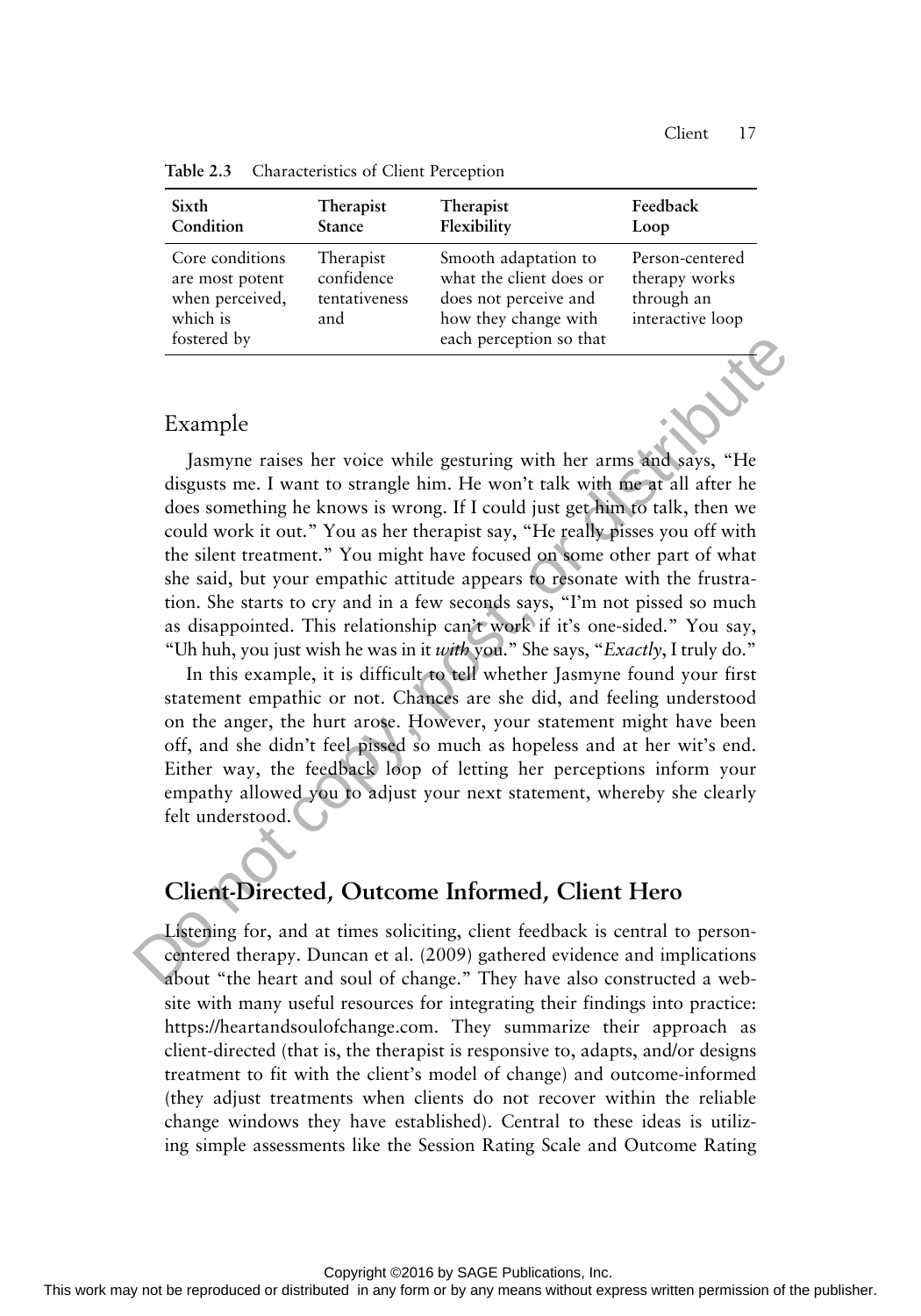**Table 2.3** Characteristics of Client Perception

| Sixth Condition | Therapist Stance | Therapist Flexibility | Feedback Loop |
|---|---|---|---|
| Core conditions are most potent when perceived, which is fostered by | Therapist confidence tentativeness and | Smooth adaptation to what the client does or does not perceive and how they change with each perception so that | Person-centered therapy works through an interactive loop |

## Example

Jasmyne raises her voice while gesturing with her arms and says, "He disgusts me. I want to strangle him. He won't talk with me at all after he does something he knows is wrong. If I could just get him to talk, then we could work it out." You as her therapist say, "He really pisses you off with the silent treatment." You might have focused on some other part of what she said, but your empathic attitude appears to resonate with the frustration. She starts to cry and in a few seconds says, "I'm not pissed so much as disappointed. This relationship can't work if it's one-sided." You say, "Uh huh, you just wish he was in it *with* you." She says, "*Exactly*, I truly do."

In this example, it is difficult to tell whether Jasmyne found your first statement empathic or not. Chances are she did, and feeling understood on the anger, the hurt arose. However, your statement might have been off, and she didn't feel pissed so much as hopeless and at her wit's end. Either way, the feedback loop of letting her perceptions inform your empathy allowed you to adjust your next statement, whereby she clearly felt understood.

## Client-Directed, Outcome Informed, Client Hero

Listening for, and at times soliciting, client feedback is central to person-centered therapy. Duncan et al. (2009) gathered evidence and implications about "the heart and soul of change." They have also constructed a website with many useful resources for integrating their findings into practice: https://heartandsoulofchange.com. They summarize their approach as client-directed (that is, the therapist is responsive to, adapts, and/or designs treatment to fit with the client's model of change) and outcome-informed (they adjust treatments when clients do not recover within the reliable change windows they have established). Central to these ideas is utilizing simple assessments like the Session Rating Scale and Outcome Rating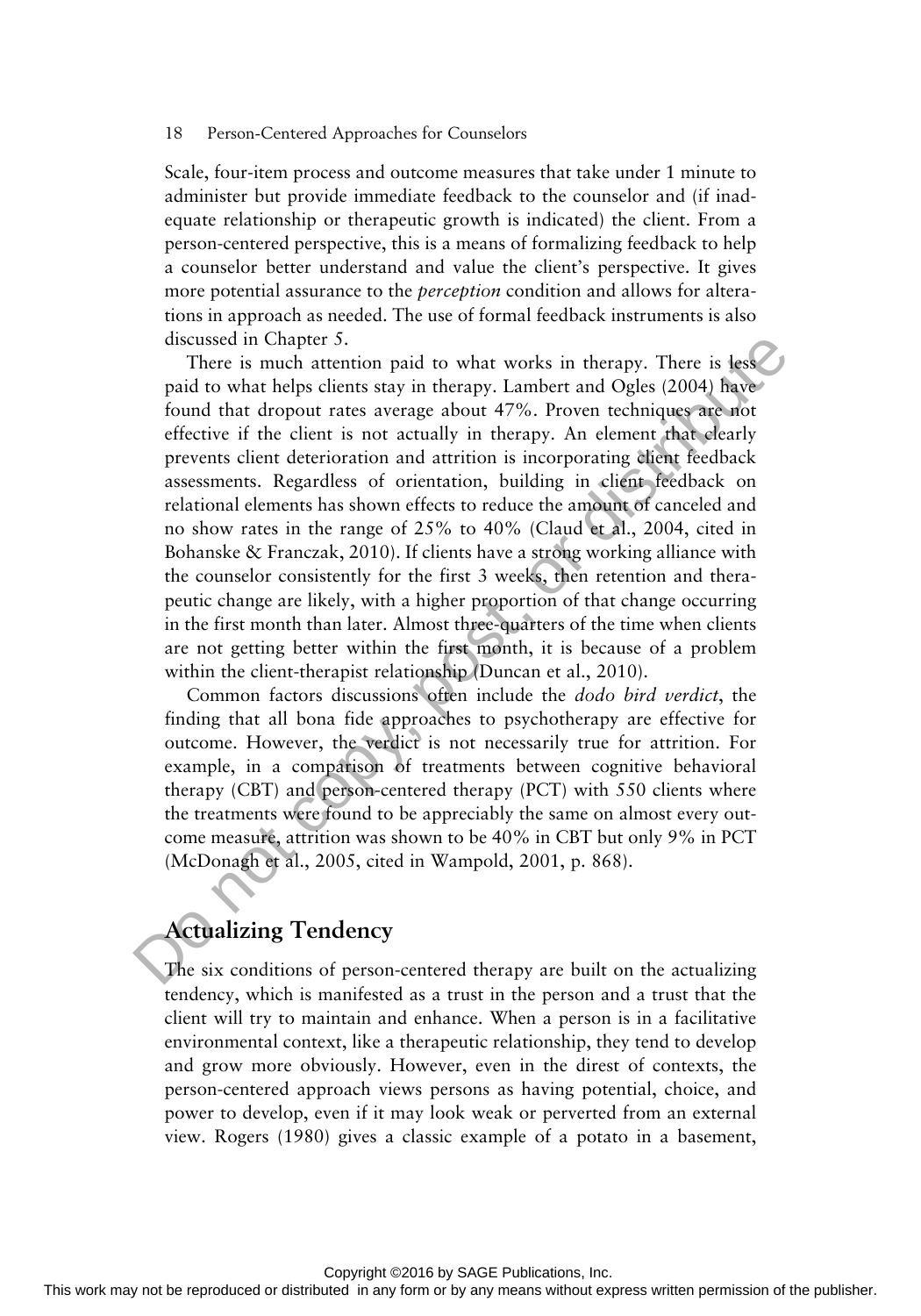Scale, four-item process and outcome measures that take under 1 minute to administer but provide immediate feedback to the counselor and (if inadequate relationship or therapeutic growth is indicated) the client. From a person-centered perspective, this is a means of formalizing feedback to help a counselor better understand and value the client's perspective. It gives more potential assurance to the *perception* condition and allows for alterations in approach as needed. The use of formal feedback instruments is also discussed in Chapter 5.

There is much attention paid to what works in therapy. There is less paid to what helps clients stay in therapy. Lambert and Ogles (2004) have found that dropout rates average about 47%. Proven techniques are not effective if the client is not actually in therapy. An element that clearly prevents client deterioration and attrition is incorporating client feedback assessments. Regardless of orientation, building in client feedback on relational elements has shown effects to reduce the amount of canceled and no show rates in the range of 25% to 40% (Claud et al., 2004, cited in Bohanske & Franczak, 2010). If clients have a strong working alliance with the counselor consistently for the first 3 weeks, then retention and therapeutic change are likely, with a higher proportion of that change occurring in the first month than later. Almost three-quarters of the time when clients are not getting better within the first month, it is because of a problem within the client-therapist relationship (Duncan et al., 2010).

Common factors discussions often include the *dodo bird verdict*, the finding that all bona fide approaches to psychotherapy are effective for outcome. However, the verdict is not necessarily true for attrition. For example, in a comparison of treatments between cognitive behavioral therapy (CBT) and person-centered therapy (PCT) with 550 clients where the treatments were found to be appreciably the same on almost every outcome measure, attrition was shown to be 40% in CBT but only 9% in PCT (McDonagh et al., 2005, cited in Wampold, 2001, p. 868).

## Actualizing Tendency

The six conditions of person-centered therapy are built on the actualizing tendency, which is manifested as a trust in the person and a trust that the client will try to maintain and enhance. When a person is in a facilitative environmental context, like a therapeutic relationship, they tend to develop and grow more obviously. However, even in the direst of contexts, the person-centered approach views persons as having potential, choice, and power to develop, even if it may look weak or perverted from an external view. Rogers (1980) gives a classic example of a potato in a basement,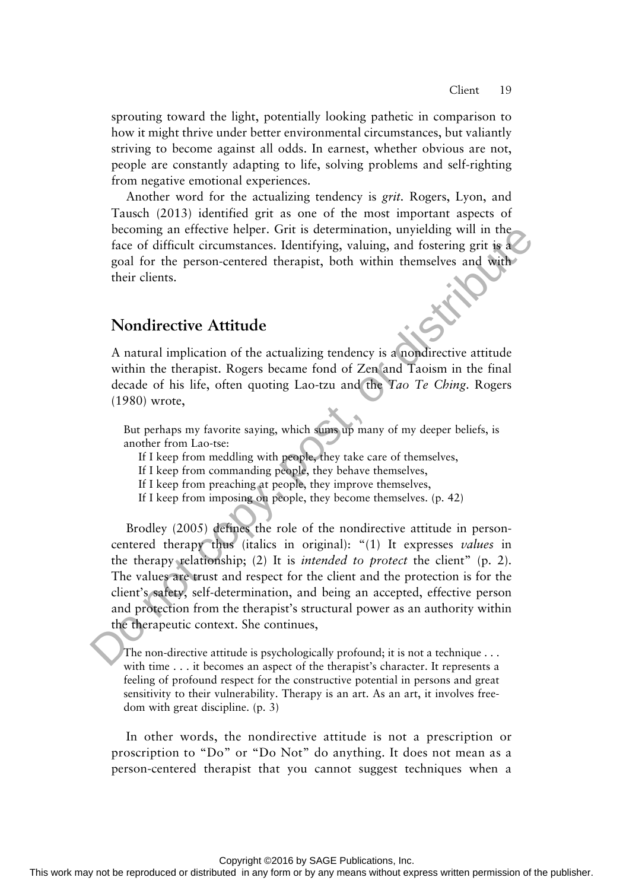sprouting toward the light, potentially looking pathetic in comparison to how it might thrive under better environmental circumstances, but valiantly striving to become against all odds. In earnest, whether obvious are not, people are constantly adapting to life, solving problems and self-righting from negative emotional experiences.

Another word for the actualizing tendency is *grit*. Rogers, Lyon, and Tausch (2013) identified grit as one of the most important aspects of becoming an effective helper. Grit is determination, unyielding will in the face of difficult circumstances. Identifying, valuing, and fostering grit is a goal for the person-centered therapist, both within themselves and with their clients.

## Nondirective Attitude

A natural implication of the actualizing tendency is a nondirective attitude within the therapist. Rogers became fond of Zen and Taoism in the final decade of his life, often quoting Lao-tzu and the *Tao Te Ching*. Rogers (1980) wrote,

> But perhaps my favorite saying, which sums up many of my deeper beliefs, is another from Lao-tse:
>
> If I keep from meddling with people, they take care of themselves,
> If I keep from commanding people, they behave themselves,
> If I keep from preaching at people, they improve themselves,
> If I keep from imposing on people, they become themselves. (p. 42)

Brodley (2005) defines the role of the nondirective attitude in person-centered therapy thus (italics in original): "(1) It expresses *values* in the therapy relationship; (2) It is *intended to protect* the client" (p. 2). The values are trust and respect for the client and the protection is for the client's safety, self-determination, and being an accepted, effective person and protection from the therapist's structural power as an authority within the therapeutic context. She continues,

> The non-directive attitude is psychologically profound; it is not a technique . . . with time . . . it becomes an aspect of the therapist's character. It represents a feeling of profound respect for the constructive potential in persons and great sensitivity to their vulnerability. Therapy is an art. As an art, it involves freedom with great discipline. (p. 3)

In other words, the nondirective attitude is not a prescription or proscription to "Do" or "Do Not" do anything. It does not mean as a person-centered therapist that you cannot suggest techniques when a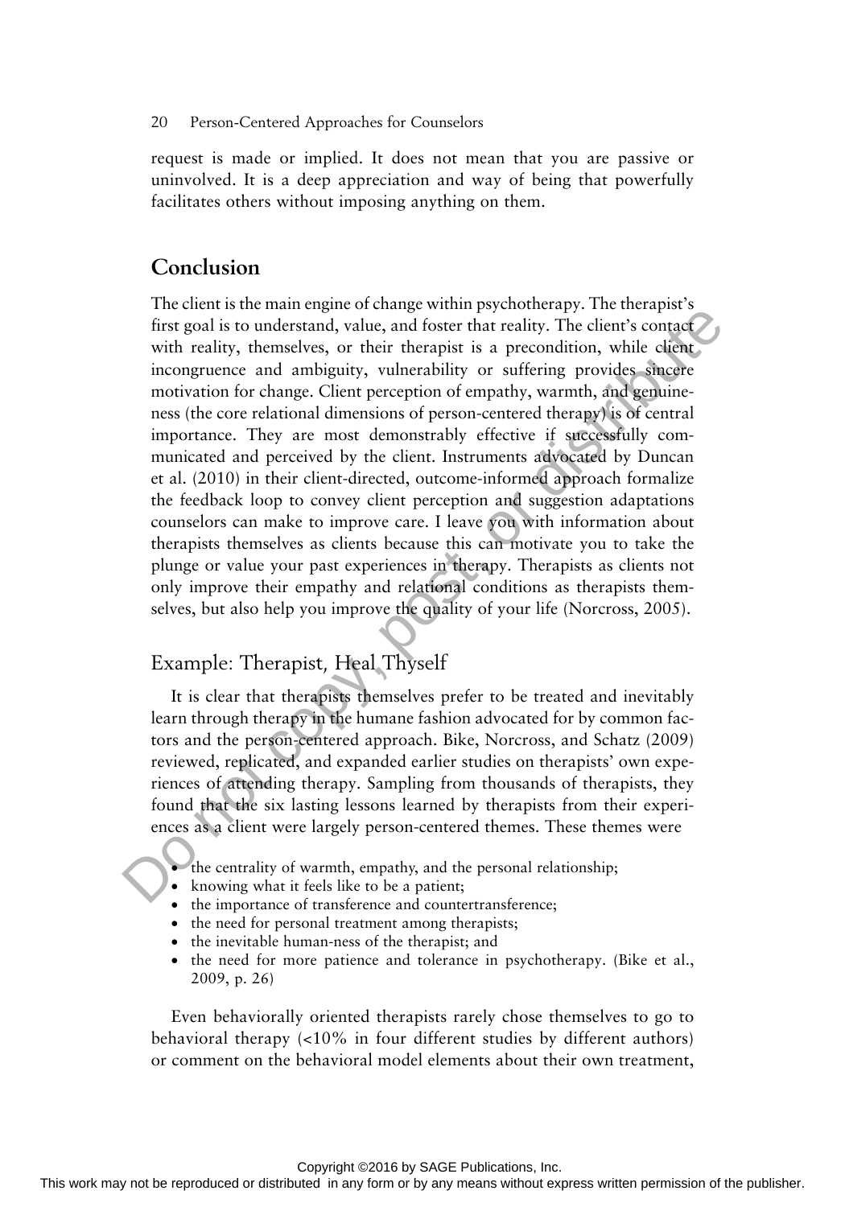request is made or implied. It does not mean that you are passive or uninvolved. It is a deep appreciation and way of being that powerfully facilitates others without imposing anything on them.

## Conclusion

The client is the main engine of change within psychotherapy. The therapist's first goal is to understand, value, and foster that reality. The client's contact with reality, themselves, or their therapist is a precondition, while client incongruence and ambiguity, vulnerability or suffering provides sincere motivation for change. Client perception of empathy, warmth, and genuineness (the core relational dimensions of person-centered therapy) is of central importance. They are most demonstrably effective if successfully communicated and perceived by the client. Instruments advocated by Duncan et al. (2010) in their client-directed, outcome-informed approach formalize the feedback loop to convey client perception and suggestion adaptations counselors can make to improve care. I leave you with information about therapists themselves as clients because this can motivate you to take the plunge or value your past experiences in therapy. Therapists as clients not only improve their empathy and relational conditions as therapists themselves, but also help you improve the quality of your life (Norcross, 2005).

### Example: Therapist, Heal Thyself

It is clear that therapists themselves prefer to be treated and inevitably learn through therapy in the humane fashion advocated for by common factors and the person-centered approach. Bike, Norcross, and Schatz (2009) reviewed, replicated, and expanded earlier studies on therapists' own experiences of attending therapy. Sampling from thousands of therapists, they found that the six lasting lessons learned by therapists from their experiences as a client were largely person-centered themes. These themes were

- the centrality of warmth, empathy, and the personal relationship;
- knowing what it feels like to be a patient;
- the importance of transference and countertransference;
- the need for personal treatment among therapists;
- the inevitable human-ness of the therapist; and
- the need for more patience and tolerance in psychotherapy. (Bike et al., 2009, p. 26)

Even behaviorally oriented therapists rarely chose themselves to go to behavioral therapy (<10% in four different studies by different authors) or comment on the behavioral model elements about their own treatment,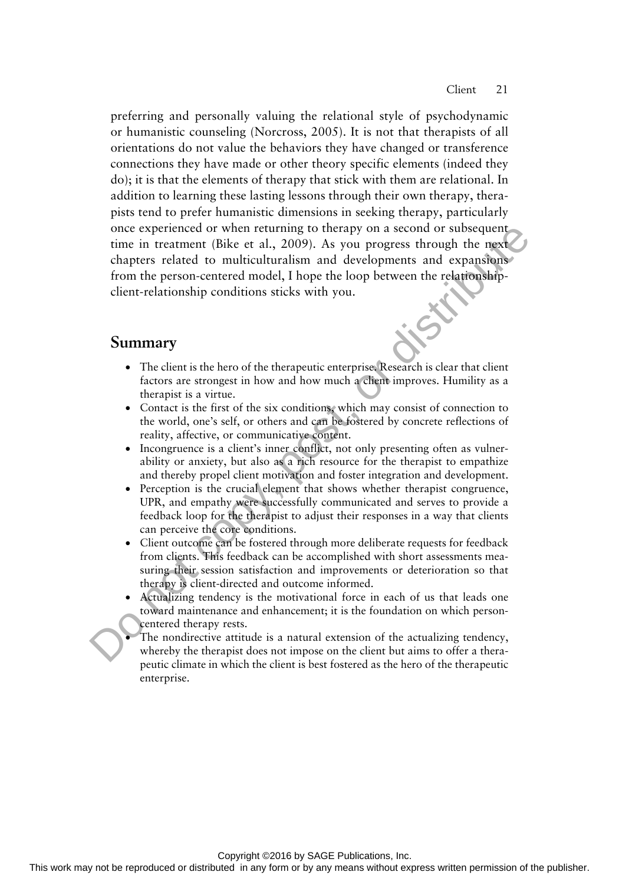preferring and personally valuing the relational style of psychodynamic or humanistic counseling (Norcross, 2005). It is not that therapists of all orientations do not value the behaviors they have changed or transference connections they have made or other theory specific elements (indeed they do); it is that the elements of therapy that stick with them are relational. In addition to learning these lasting lessons through their own therapy, therapists tend to prefer humanistic dimensions in seeking therapy, particularly once experienced or when returning to therapy on a second or subsequent time in treatment (Bike et al., 2009). As you progress through the next chapters related to multiculturalism and developments and expansions from the person-centered model, I hope the loop between the relationship-client-relationship conditions sticks with you.

## Summary

- The client is the hero of the therapeutic enterprise. Research is clear that client factors are strongest in how and how much a client improves. Humility as a therapist is a virtue.
- Contact is the first of the six conditions, which may consist of connection to the world, one's self, or others and can be fostered by concrete reflections of reality, affective, or communicative content.
- Incongruence is a client's inner conflict, not only presenting often as vulnerability or anxiety, but also as a rich resource for the therapist to empathize and thereby propel client motivation and foster integration and development.
- Perception is the crucial element that shows whether therapist congruence, UPR, and empathy were successfully communicated and serves to provide a feedback loop for the therapist to adjust their responses in a way that clients can perceive the core conditions.
- Client outcome can be fostered through more deliberate requests for feedback from clients. This feedback can be accomplished with short assessments measuring their session satisfaction and improvements or deterioration so that therapy is client-directed and outcome informed.
- Actualizing tendency is the motivational force in each of us that leads one toward maintenance and enhancement; it is the foundation on which person-centered therapy rests.
- The nondirective attitude is a natural extension of the actualizing tendency, whereby the therapist does not impose on the client but aims to offer a therapeutic climate in which the client is best fostered as the hero of the therapeutic enterprise.